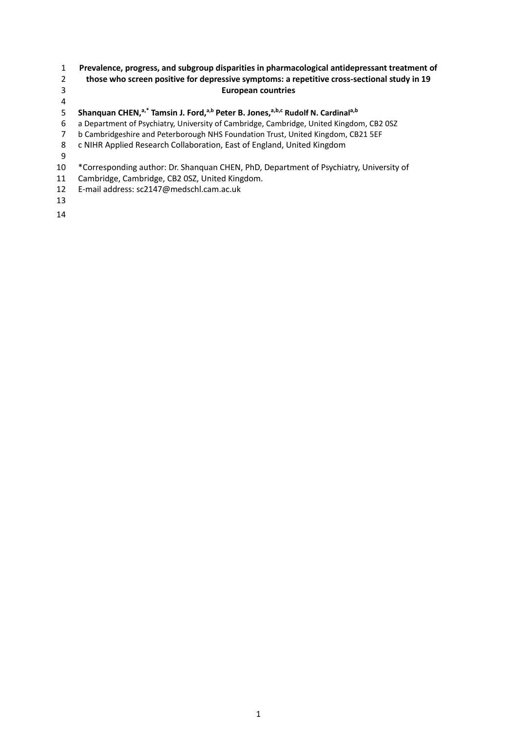# Prevalence, progress, and subgroup disparities in pharmacological antidepressant treatment of those who screen positive for depressive symptoms: a repetitive cross-sectional study in 19 European countries

**Shanquan CHEN,[a,*] Tamsin J. Ford,[a,b] Peter B. Jones,[a,b,c] Rudolf N. Cardinal[a,b]**

a Department of Psychiatry, University of Cambridge, Cambridge, United Kingdom, CB2 0SZ

b Cambridgeshire and Peterborough NHS Foundation Trust, United Kingdom, CB21 5EF

c NIHR Applied Research Collaboration, East of England, United Kingdom

*Corresponding author: Dr. Shanquan CHEN, PhD, Department of Psychiatry, University of Cambridge, Cambridge, CB2 0SZ, United Kingdom.

E-mail address: sc2147@medschl.cam.ac.uk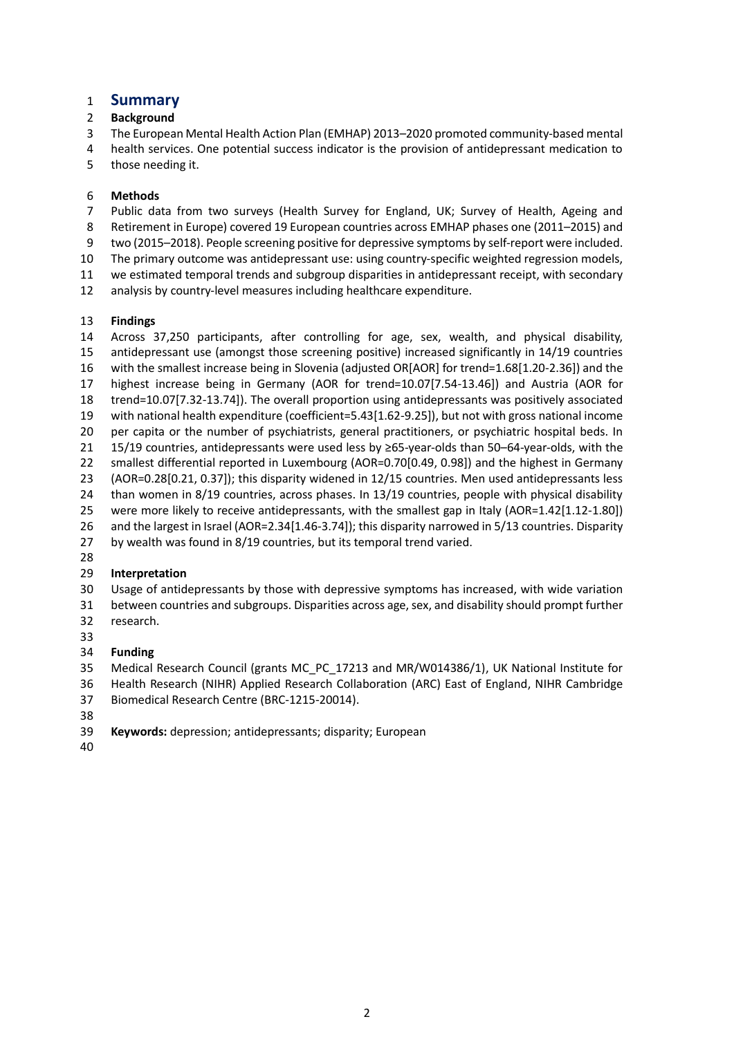# Summary

## Background

The European Mental Health Action Plan (EMHAP) 2013–2020 promoted community-based mental health services. One potential success indicator is the provision of antidepressant medication to those needing it.

## Methods

Public data from two surveys (Health Survey for England, UK; Survey of Health, Ageing and Retirement in Europe) covered 19 European countries across EMHAP phases one (2011–2015) and two (2015–2018). People screening positive for depressive symptoms by self-report were included. The primary outcome was antidepressant use: using country-specific weighted regression models, we estimated temporal trends and subgroup disparities in antidepressant receipt, with secondary analysis by country-level measures including healthcare expenditure.

## Findings

Across 37,250 participants, after controlling for age, sex, wealth, and physical disability, antidepressant use (amongst those screening positive) increased significantly in 14/19 countries with the smallest increase being in Slovenia (adjusted OR[AOR] for trend=1.68[1.20-2.36]) and the highest increase being in Germany (AOR for trend=10.07[7.54-13.46]) and Austria (AOR for trend=10.07[7.32-13.74]). The overall proportion using antidepressants was positively associated with national health expenditure (coefficient=5.43[1.62-9.25]), but not with gross national income per capita or the number of psychiatrists, general practitioners, or psychiatric hospital beds. In 15/19 countries, antidepressants were used less by ≥65-year-olds than 50–64-year-olds, with the smallest differential reported in Luxembourg (AOR=0.70[0.49, 0.98]) and the highest in Germany (AOR=0.28[0.21, 0.37]); this disparity widened in 12/15 countries. Men used antidepressants less than women in 8/19 countries, across phases. In 13/19 countries, people with physical disability were more likely to receive antidepressants, with the smallest gap in Italy (AOR=1.42[1.12-1.80]) and the largest in Israel (AOR=2.34[1.46-3.74]); this disparity narrowed in 5/13 countries. Disparity by wealth was found in 8/19 countries, but its temporal trend varied.

## Interpretation

Usage of antidepressants by those with depressive symptoms has increased, with wide variation between countries and subgroups. Disparities across age, sex, and disability should prompt further research.

## Funding

Medical Research Council (grants MC_PC_17213 and MR/W014386/1), UK National Institute for Health Research (NIHR) Applied Research Collaboration (ARC) East of England, NIHR Cambridge Biomedical Research Centre (BRC-1215-20014).

**Keywords:** depression; antidepressants; disparity; European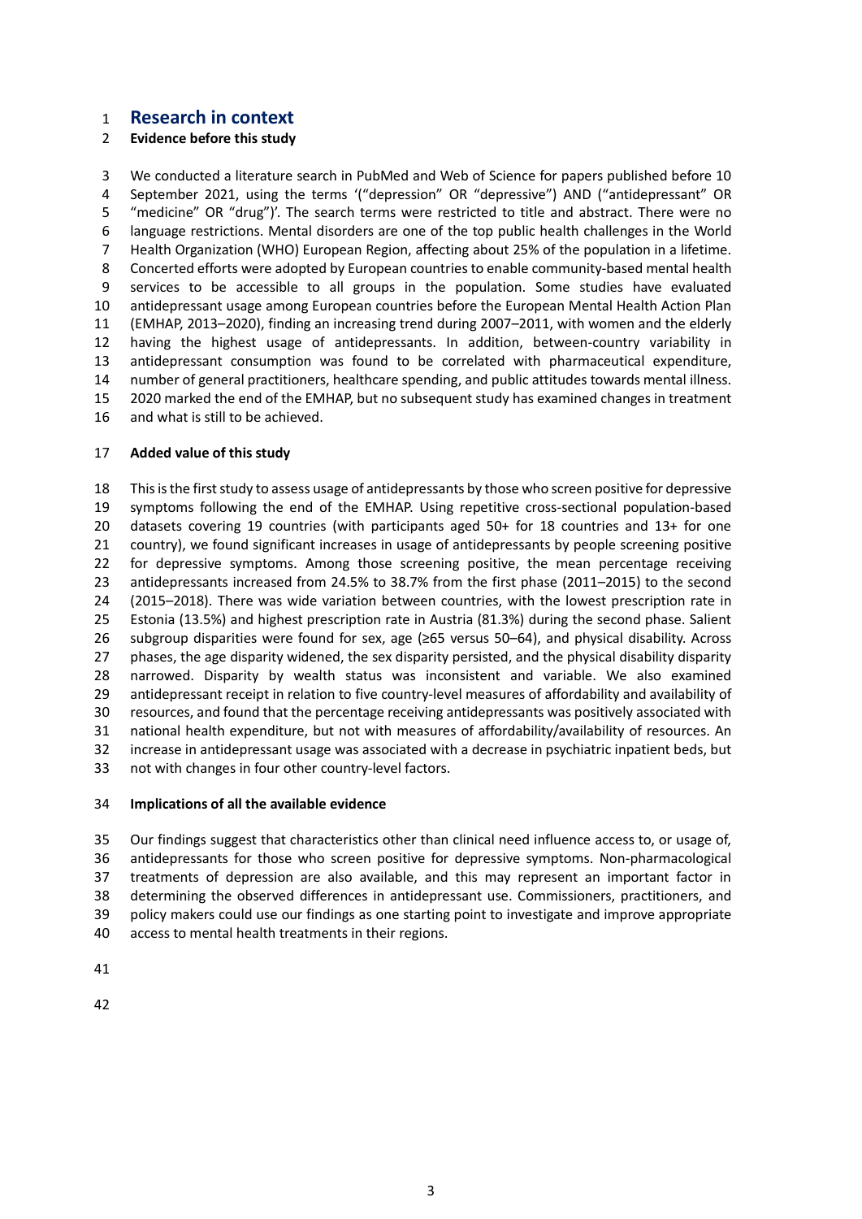# Research in context

## Evidence before this study

We conducted a literature search in PubMed and Web of Science for papers published before 10 September 2021, using the terms '("depression" OR "depressive") AND ("antidepressant" OR "medicine" OR "drug")'. The search terms were restricted to title and abstract. There were no language restrictions. Mental disorders are one of the top public health challenges in the World Health Organization (WHO) European Region, affecting about 25% of the population in a lifetime. Concerted efforts were adopted by European countries to enable community-based mental health services to be accessible to all groups in the population. Some studies have evaluated antidepressant usage among European countries before the European Mental Health Action Plan (EMHAP, 2013–2020), finding an increasing trend during 2007–2011, with women and the elderly having the highest usage of antidepressants. In addition, between-country variability in antidepressant consumption was found to be correlated with pharmaceutical expenditure, number of general practitioners, healthcare spending, and public attitudes towards mental illness. 2020 marked the end of the EMHAP, but no subsequent study has examined changes in treatment and what is still to be achieved.

## Added value of this study

This is the first study to assess usage of antidepressants by those who screen positive for depressive symptoms following the end of the EMHAP. Using repetitive cross-sectional population-based datasets covering 19 countries (with participants aged 50+ for 18 countries and 13+ for one country), we found significant increases in usage of antidepressants by people screening positive for depressive symptoms. Among those screening positive, the mean percentage receiving antidepressants increased from 24.5% to 38.7% from the first phase (2011–2015) to the second (2015–2018). There was wide variation between countries, with the lowest prescription rate in Estonia (13.5%) and highest prescription rate in Austria (81.3%) during the second phase. Salient subgroup disparities were found for sex, age (≥65 versus 50–64), and physical disability. Across phases, the age disparity widened, the sex disparity persisted, and the physical disability disparity narrowed. Disparity by wealth status was inconsistent and variable. We also examined antidepressant receipt in relation to five country-level measures of affordability and availability of resources, and found that the percentage receiving antidepressants was positively associated with national health expenditure, but not with measures of affordability/availability of resources. An increase in antidepressant usage was associated with a decrease in psychiatric inpatient beds, but not with changes in four other country-level factors.

## Implications of all the available evidence

Our findings suggest that characteristics other than clinical need influence access to, or usage of, antidepressants for those who screen positive for depressive symptoms. Non-pharmacological treatments of depression are also available, and this may represent an important factor in determining the observed differences in antidepressant use. Commissioners, practitioners, and policy makers could use our findings as one starting point to investigate and improve appropriate access to mental health treatments in their regions.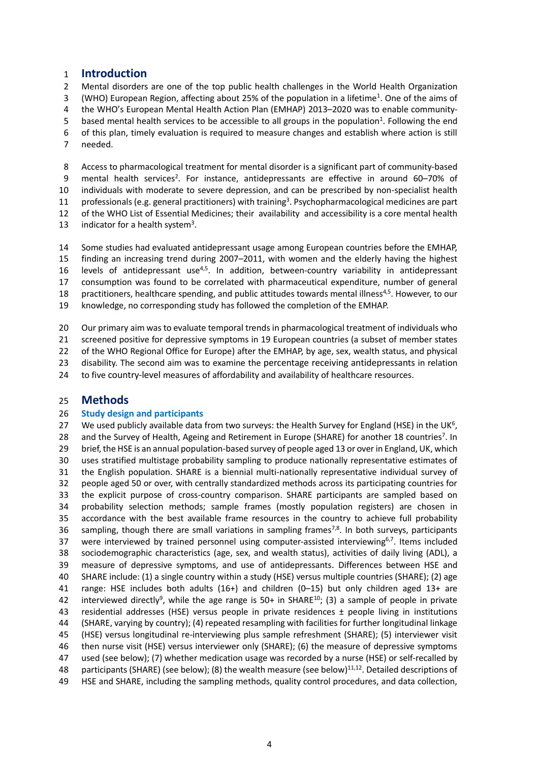# Introduction

Mental disorders are one of the top public health challenges in the World Health Organization (WHO) European Region, affecting about 25% of the population in a lifetime[1]. One of the aims of the WHO's European Mental Health Action Plan (EMHAP) 2013–2020 was to enable community-based mental health services to be accessible to all groups in the population[1]. Following the end of this plan, timely evaluation is required to measure changes and establish where action is still needed.

Access to pharmacological treatment for mental disorder is a significant part of community-based mental health services[2]. For instance, antidepressants are effective in around 60–70% of individuals with moderate to severe depression, and can be prescribed by non-specialist health professionals (e.g. general practitioners) with training[3]. Psychopharmacological medicines are part of the WHO List of Essential Medicines; their availability and accessibility is a core mental health indicator for a health system[3].

Some studies had evaluated antidepressant usage among European countries before the EMHAP, finding an increasing trend during 2007–2011, with women and the elderly having the highest levels of antidepressant use[4,5]. In addition, between-country variability in antidepressant consumption was found to be correlated with pharmaceutical expenditure, number of general practitioners, healthcare spending, and public attitudes towards mental illness[4,5]. However, to our knowledge, no corresponding study has followed the completion of the EMHAP.

Our primary aim was to evaluate temporal trends in pharmacological treatment of individuals who screened positive for depressive symptoms in 19 European countries (a subset of member states of the WHO Regional Office for Europe) after the EMHAP, by age, sex, wealth status, and physical disability. The second aim was to examine the percentage receiving antidepressants in relation to five country-level measures of affordability and availability of healthcare resources.

# Methods

## Study design and participants

We used publicly available data from two surveys: the Health Survey for England (HSE) in the UK[6], and the Survey of Health, Ageing and Retirement in Europe (SHARE) for another 18 countries[7]. In brief, the HSE is an annual population-based survey of people aged 13 or over in England, UK, which uses stratified multistage probability sampling to produce nationally representative estimates of the English population. SHARE is a biennial multi-nationally representative individual survey of people aged 50 or over, with centrally standardized methods across its participating countries for the explicit purpose of cross-country comparison. SHARE participants are sampled based on probability selection methods; sample frames (mostly population registers) are chosen in accordance with the best available frame resources in the country to achieve full probability sampling, though there are small variations in sampling frames[7,8]. In both surveys, participants were interviewed by trained personnel using computer-assisted interviewing[6,7]. Items included sociodemographic characteristics (age, sex, and wealth status), activities of daily living (ADL), a measure of depressive symptoms, and use of antidepressants. Differences between HSE and SHARE include: (1) a single country within a study (HSE) versus multiple countries (SHARE); (2) age range: HSE includes both adults (16+) and children (0–15) but only children aged 13+ are interviewed directly[9], while the age range is 50+ in SHARE[10]; (3) a sample of people in private residential addresses (HSE) versus people in private residences ± people living in institutions (SHARE, varying by country); (4) repeated resampling with facilities for further longitudinal linkage (HSE) versus longitudinal re-interviewing plus sample refreshment (SHARE); (5) interviewer visit then nurse visit (HSE) versus interviewer only (SHARE); (6) the measure of depressive symptoms used (see below); (7) whether medication usage was recorded by a nurse (HSE) or self-recalled by participants (SHARE) (see below); (8) the wealth measure (see below)[11,12]. Detailed descriptions of HSE and SHARE, including the sampling methods, quality control procedures, and data collection,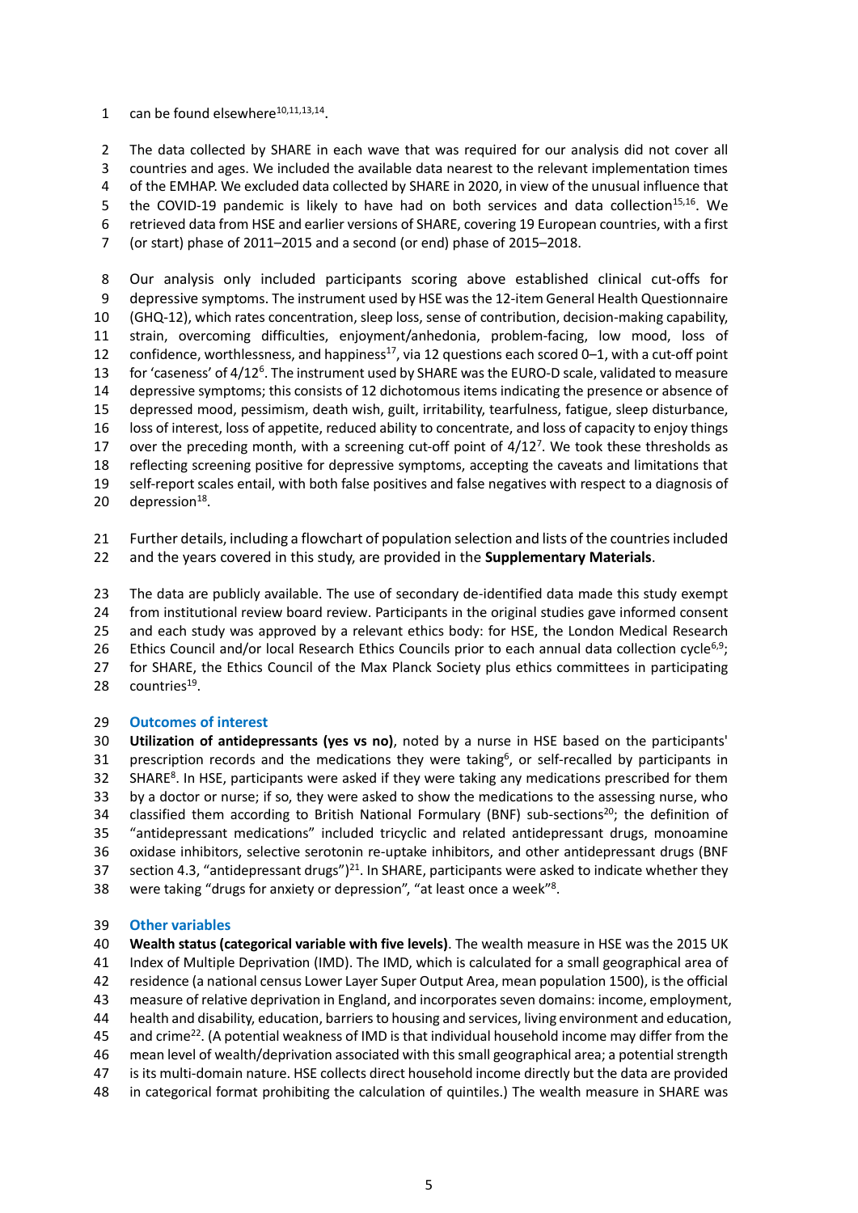can be found elsewhere[10,11,13,14].

The data collected by SHARE in each wave that was required for our analysis did not cover all countries and ages. We included the available data nearest to the relevant implementation times of the EMHAP. We excluded data collected by SHARE in 2020, in view of the unusual influence that the COVID-19 pandemic is likely to have had on both services and data collection[15,16]. We retrieved data from HSE and earlier versions of SHARE, covering 19 European countries, with a first (or start) phase of 2011–2015 and a second (or end) phase of 2015–2018.

Our analysis only included participants scoring above established clinical cut-offs for depressive symptoms. The instrument used by HSE was the 12-item General Health Questionnaire (GHQ-12), which rates concentration, sleep loss, sense of contribution, decision-making capability, strain, overcoming difficulties, enjoyment/anhedonia, problem-facing, low mood, loss of confidence, worthlessness, and happiness[17], via 12 questions each scored 0–1, with a cut-off point for 'caseness' of 4/12[6]. The instrument used by SHARE was the EURO-D scale, validated to measure depressive symptoms; this consists of 12 dichotomous items indicating the presence or absence of depressed mood, pessimism, death wish, guilt, irritability, tearfulness, fatigue, sleep disturbance, loss of interest, loss of appetite, reduced ability to concentrate, and loss of capacity to enjoy things over the preceding month, with a screening cut-off point of 4/12[7]. We took these thresholds as reflecting screening positive for depressive symptoms, accepting the caveats and limitations that self-report scales entail, with both false positives and false negatives with respect to a diagnosis of depression[18].

Further details, including a flowchart of population selection and lists of the countries included and the years covered in this study, are provided in the **Supplementary Materials**.

The data are publicly available. The use of secondary de-identified data made this study exempt from institutional review board review. Participants in the original studies gave informed consent and each study was approved by a relevant ethics body: for HSE, the London Medical Research Ethics Council and/or local Research Ethics Councils prior to each annual data collection cycle[6,9]; for SHARE, the Ethics Council of the Max Planck Society plus ethics committees in participating countries[19].

## Outcomes of interest

**Utilization of antidepressants (yes vs no)**, noted by a nurse in HSE based on the participants' prescription records and the medications they were taking[6], or self-recalled by participants in SHARE[8]. In HSE, participants were asked if they were taking any medications prescribed for them by a doctor or nurse; if so, they were asked to show the medications to the assessing nurse, who classified them according to British National Formulary (BNF) sub-sections[20]; the definition of "antidepressant medications" included tricyclic and related antidepressant drugs, monoamine oxidase inhibitors, selective serotonin re-uptake inhibitors, and other antidepressant drugs (BNF section 4.3, "antidepressant drugs")[21]. In SHARE, participants were asked to indicate whether they were taking "drugs for anxiety or depression", "at least once a week"[8].

## Other variables

**Wealth status (categorical variable with five levels)**. The wealth measure in HSE was the 2015 UK Index of Multiple Deprivation (IMD). The IMD, which is calculated for a small geographical area of residence (a national census Lower Layer Super Output Area, mean population 1500), is the official measure of relative deprivation in England, and incorporates seven domains: income, employment, health and disability, education, barriers to housing and services, living environment and education, and crime[22]. (A potential weakness of IMD is that individual household income may differ from the mean level of wealth/deprivation associated with this small geographical area; a potential strength is its multi-domain nature. HSE collects direct household income directly but the data are provided in categorical format prohibiting the calculation of quintiles.) The wealth measure in SHARE was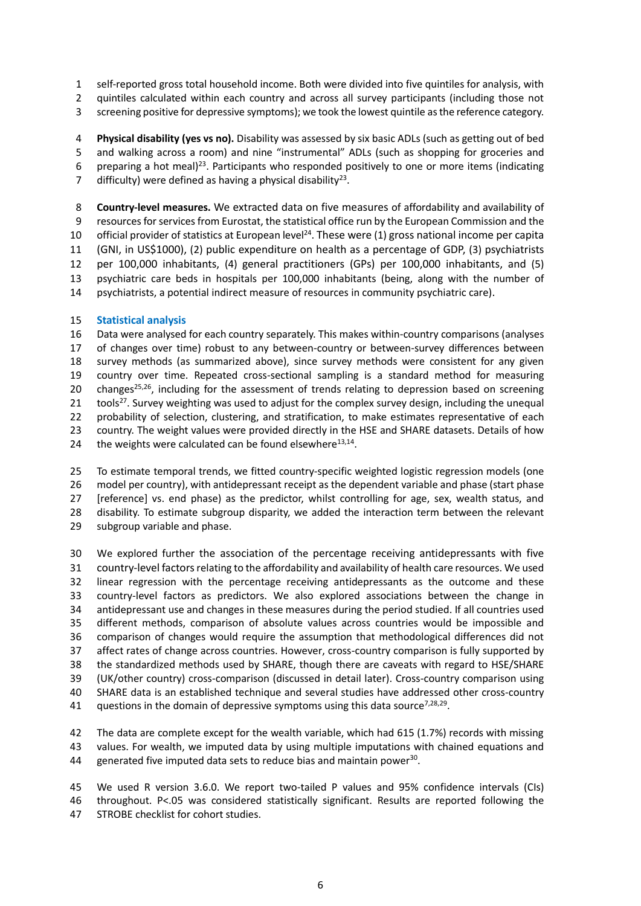self-reported gross total household income. Both were divided into five quintiles for analysis, with quintiles calculated within each country and across all survey participants (including those not screening positive for depressive symptoms); we took the lowest quintile as the reference category.

**Physical disability (yes vs no).** Disability was assessed by six basic ADLs (such as getting out of bed and walking across a room) and nine "instrumental" ADLs (such as shopping for groceries and preparing a hot meal)[23]. Participants who responded positively to one or more items (indicating difficulty) were defined as having a physical disability[23].

**Country-level measures.** We extracted data on five measures of affordability and availability of resources for services from Eurostat, the statistical office run by the European Commission and the official provider of statistics at European level[24]. These were (1) gross national income per capita (GNI, in US$1000), (2) public expenditure on health as a percentage of GDP, (3) psychiatrists per 100,000 inhabitants, (4) general practitioners (GPs) per 100,000 inhabitants, and (5) psychiatric care beds in hospitals per 100,000 inhabitants (being, along with the number of psychiatrists, a potential indirect measure of resources in community psychiatric care).

## Statistical analysis

Data were analysed for each country separately. This makes within-country comparisons (analyses of changes over time) robust to any between-country or between-survey differences between survey methods (as summarized above), since survey methods were consistent for any given country over time. Repeated cross-sectional sampling is a standard method for measuring changes[25,26], including for the assessment of trends relating to depression based on screening tools[27]. Survey weighting was used to adjust for the complex survey design, including the unequal probability of selection, clustering, and stratification, to make estimates representative of each country. The weight values were provided directly in the HSE and SHARE datasets. Details of how the weights were calculated can be found elsewhere[13,14].

To estimate temporal trends, we fitted country-specific weighted logistic regression models (one model per country), with antidepressant receipt as the dependent variable and phase (start phase [reference] vs. end phase) as the predictor, whilst controlling for age, sex, wealth status, and disability. To estimate subgroup disparity, we added the interaction term between the relevant subgroup variable and phase.

We explored further the association of the percentage receiving antidepressants with five country-level factors relating to the affordability and availability of health care resources. We used linear regression with the percentage receiving antidepressants as the outcome and these country-level factors as predictors. We also explored associations between the change in antidepressant use and changes in these measures during the period studied. If all countries used different methods, comparison of absolute values across countries would be impossible and comparison of changes would require the assumption that methodological differences did not affect rates of change across countries. However, cross-country comparison is fully supported by the standardized methods used by SHARE, though there are caveats with regard to HSE/SHARE (UK/other country) cross-comparison (discussed in detail later). Cross-country comparison using SHARE data is an established technique and several studies have addressed other cross-country questions in the domain of depressive symptoms using this data source[7,28,29].

The data are complete except for the wealth variable, which had 615 (1.7%) records with missing values. For wealth, we imputed data by using multiple imputations with chained equations and generated five imputed data sets to reduce bias and maintain power[30].

We used R version 3.6.0. We report two-tailed P values and 95% confidence intervals (CIs) throughout. $P<.05$ was considered statistically significant. Results are reported following the STROBE checklist for cohort studies.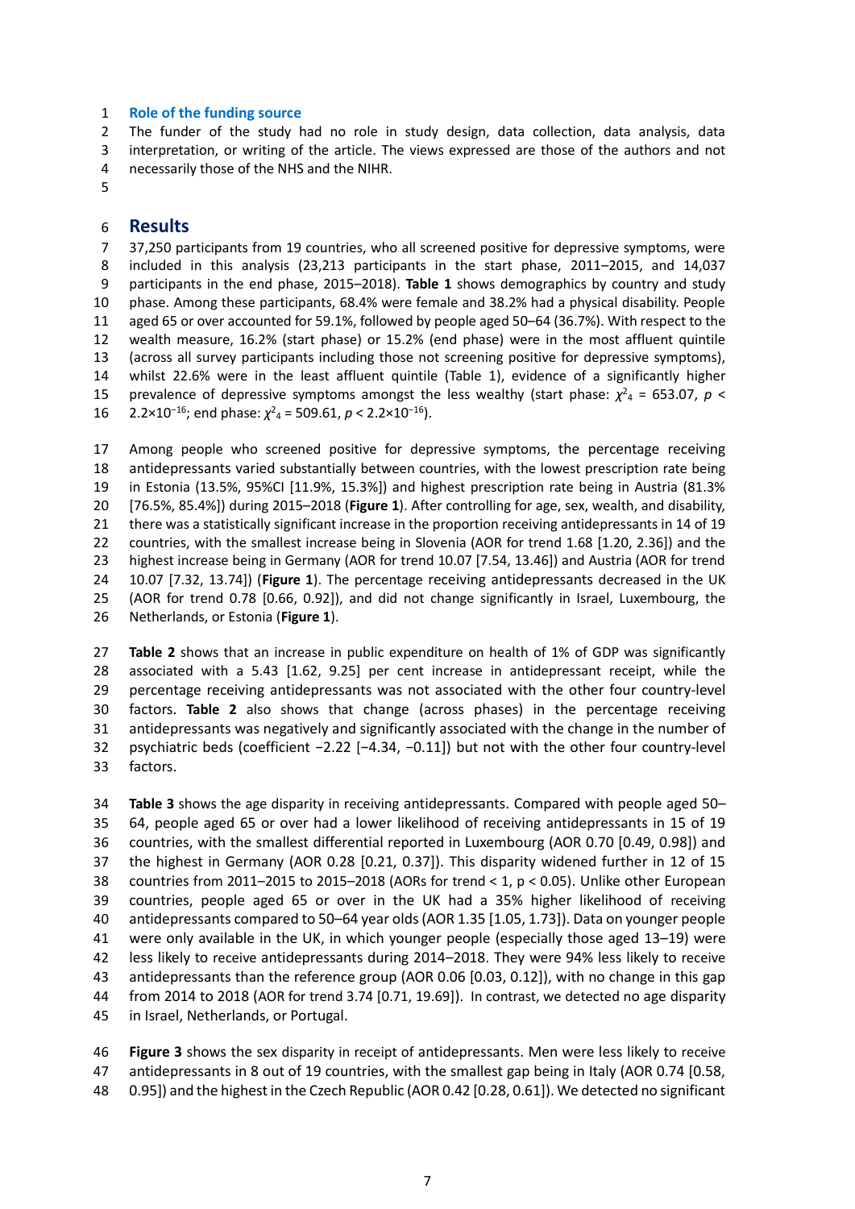### Role of the funding source

The funder of the study had no role in study design, data collection, data analysis, data interpretation, or writing of the article. The views expressed are those of the authors and not necessarily those of the NHS and the NIHR.

## Results

37,250 participants from 19 countries, who all screened positive for depressive symptoms, were included in this analysis (23,213 participants in the start phase, 2011–2015, and 14,037 participants in the end phase, 2015–2018). **Table 1** shows demographics by country and study phase. Among these participants, 68.4% were female and 38.2% had a physical disability. People aged 65 or over accounted for 59.1%, followed by people aged 50–64 (36.7%). With respect to the wealth measure, 16.2% (start phase) or 15.2% (end phase) were in the most affluent quintile (across all survey participants including those not screening positive for depressive symptoms), whilst 22.6% were in the least affluent quintile (Table 1), evidence of a significantly higher prevalence of depressive symptoms amongst the less wealthy (start phase: $\chi^2_4$ = 653.07, $p < 2.2\times10^{-16}$; end phase: $\chi^2_4$ = 509.61, $p < 2.2\times10^{-16}$).

Among people who screened positive for depressive symptoms, the percentage receiving antidepressants varied substantially between countries, with the lowest prescription rate being in Estonia (13.5%, 95%CI [11.9%, 15.3%]) and highest prescription rate being in Austria (81.3% [76.5%, 85.4%]) during 2015–2018 (**Figure 1**). After controlling for age, sex, wealth, and disability, there was a statistically significant increase in the proportion receiving antidepressants in 14 of 19 countries, with the smallest increase being in Slovenia (AOR for trend 1.68 [1.20, 2.36]) and the highest increase being in Germany (AOR for trend 10.07 [7.54, 13.46]) and Austria (AOR for trend 10.07 [7.32, 13.74]) (**Figure 1**). The percentage receiving antidepressants decreased in the UK (AOR for trend 0.78 [0.66, 0.92]), and did not change significantly in Israel, Luxembourg, the Netherlands, or Estonia (**Figure 1**).

**Table 2** shows that an increase in public expenditure on health of 1% of GDP was significantly associated with a 5.43 [1.62, 9.25] per cent increase in antidepressant receipt, while the percentage receiving antidepressants was not associated with the other four country-level factors. **Table 2** also shows that change (across phases) in the percentage receiving antidepressants was negatively and significantly associated with the change in the number of psychiatric beds (coefficient −2.22 [−4.34, −0.11]) but not with the other four country-level factors.

**Table 3** shows the age disparity in receiving antidepressants. Compared with people aged 50–64, people aged 65 or over had a lower likelihood of receiving antidepressants in 15 of 19 countries, with the smallest differential reported in Luxembourg (AOR 0.70 [0.49, 0.98]) and the highest in Germany (AOR 0.28 [0.21, 0.37]). This disparity widened further in 12 of 15 countries from 2011–2015 to 2015–2018 (AORs for trend < 1, $p < 0.05$). Unlike other European countries, people aged 65 or over in the UK had a 35% higher likelihood of receiving antidepressants compared to 50–64 year olds (AOR 1.35 [1.05, 1.73]). Data on younger people were only available in the UK, in which younger people (especially those aged 13–19) were less likely to receive antidepressants during 2014–2018. They were 94% less likely to receive antidepressants than the reference group (AOR 0.06 [0.03, 0.12]), with no change in this gap from 2014 to 2018 (AOR for trend 3.74 [0.71, 19.69]). In contrast, we detected no age disparity in Israel, Netherlands, or Portugal.

**Figure 3** shows the sex disparity in receipt of antidepressants. Men were less likely to receive antidepressants in 8 out of 19 countries, with the smallest gap being in Italy (AOR 0.74 [0.58, 0.95]) and the highest in the Czech Republic (AOR 0.42 [0.28, 0.61]). We detected no significant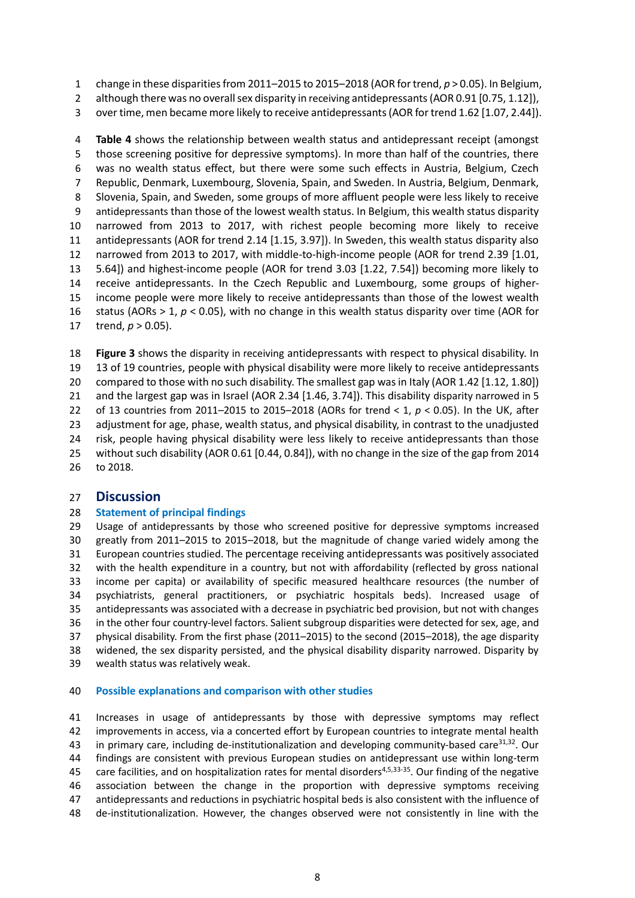change in these disparities from 2011–2015 to 2015–2018 (AOR for trend, $p > 0.05$). In Belgium, although there was no overall sex disparity in receiving antidepressants (AOR 0.91 [0.75, 1.12]), over time, men became more likely to receive antidepressants (AOR for trend 1.62 [1.07, 2.44]).

**Table 4** shows the relationship between wealth status and antidepressant receipt (amongst those screening positive for depressive symptoms). In more than half of the countries, there was no wealth status effect, but there were some such effects in Austria, Belgium, Czech Republic, Denmark, Luxembourg, Slovenia, Spain, and Sweden. In Austria, Belgium, Denmark, Slovenia, Spain, and Sweden, some groups of more affluent people were less likely to receive antidepressants than those of the lowest wealth status. In Belgium, this wealth status disparity narrowed from 2013 to 2017, with richest people becoming more likely to receive antidepressants (AOR for trend 2.14 [1.15, 3.97]). In Sweden, this wealth status disparity also narrowed from 2013 to 2017, with middle-to-high-income people (AOR for trend 2.39 [1.01, 5.64]) and highest-income people (AOR for trend 3.03 [1.22, 7.54]) becoming more likely to receive antidepressants. In the Czech Republic and Luxembourg, some groups of higher-income people were more likely to receive antidepressants than those of the lowest wealth status (AORs > 1, $p < 0.05$), with no change in this wealth status disparity over time (AOR for trend, $p > 0.05$).

**Figure 3** shows the disparity in receiving antidepressants with respect to physical disability. In 13 of 19 countries, people with physical disability were more likely to receive antidepressants compared to those with no such disability. The smallest gap was in Italy (AOR 1.42 [1.12, 1.80]) and the largest gap was in Israel (AOR 2.34 [1.46, 3.74]). This disability disparity narrowed in 5 of 13 countries from 2011–2015 to 2015–2018 (AORs for trend < 1, $p < 0.05$). In the UK, after adjustment for age, phase, wealth status, and physical disability, in contrast to the unadjusted risk, people having physical disability were less likely to receive antidepressants than those without such disability (AOR 0.61 [0.44, 0.84]), with no change in the size of the gap from 2014 to 2018.

## Discussion

### Statement of principal findings

Usage of antidepressants by those who screened positive for depressive symptoms increased greatly from 2011–2015 to 2015–2018, but the magnitude of change varied widely among the European countries studied. The percentage receiving antidepressants was positively associated with the health expenditure in a country, but not with affordability (reflected by gross national income per capita) or availability of specific measured healthcare resources (the number of psychiatrists, general practitioners, or psychiatric hospitals beds). Increased usage of antidepressants was associated with a decrease in psychiatric bed provision, but not with changes in the other four country-level factors. Salient subgroup disparities were detected for sex, age, and physical disability. From the first phase (2011–2015) to the second (2015–2018), the age disparity widened, the sex disparity persisted, and the physical disability disparity narrowed. Disparity by wealth status was relatively weak.

### Possible explanations and comparison with other studies

Increases in usage of antidepressants by those with depressive symptoms may reflect improvements in access, via a concerted effort by European countries to integrate mental health in primary care, including de-institutionalization and developing community-based care[31,32]. Our findings are consistent with previous European studies on antidepressant use within long-term care facilities, and on hospitalization rates for mental disorders[4,5,33-35]. Our finding of the negative association between the change in the proportion with depressive symptoms receiving antidepressants and reductions in psychiatric hospital beds is also consistent with the influence of de-institutionalization. However, the changes observed were not consistently in line with the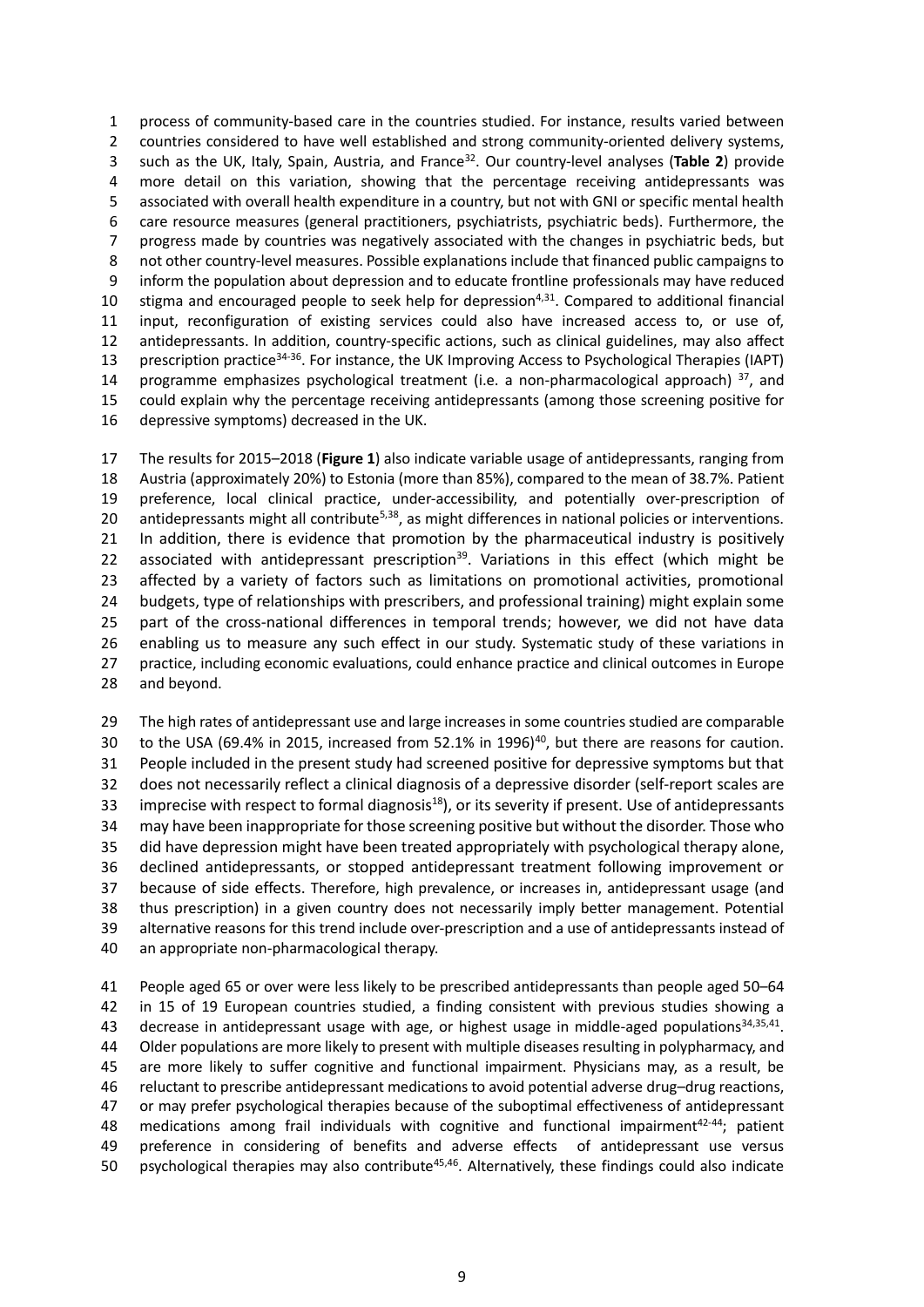process of community-based care in the countries studied. For instance, results varied between countries considered to have well established and strong community-oriented delivery systems, such as the UK, Italy, Spain, Austria, and France[32]. Our country-level analyses (**Table 2**) provide more detail on this variation, showing that the percentage receiving antidepressants was associated with overall health expenditure in a country, but not with GNI or specific mental health care resource measures (general practitioners, psychiatrists, psychiatric beds). Furthermore, the progress made by countries was negatively associated with the changes in psychiatric beds, but not other country-level measures. Possible explanations include that financed public campaigns to inform the population about depression and to educate frontline professionals may have reduced stigma and encouraged people to seek help for depression[4,31]. Compared to additional financial input, reconfiguration of existing services could also have increased access to, or use of, antidepressants. In addition, country-specific actions, such as clinical guidelines, may also affect prescription practice[34-36]. For instance, the UK Improving Access to Psychological Therapies (IAPT) programme emphasizes psychological treatment (i.e. a non-pharmacological approach) [37], and could explain why the percentage receiving antidepressants (among those screening positive for depressive symptoms) decreased in the UK.

The results for 2015–2018 (**Figure 1**) also indicate variable usage of antidepressants, ranging from Austria (approximately 20%) to Estonia (more than 85%), compared to the mean of 38.7%. Patient preference, local clinical practice, under-accessibility, and potentially over-prescription of antidepressants might all contribute[5,38], as might differences in national policies or interventions. In addition, there is evidence that promotion by the pharmaceutical industry is positively associated with antidepressant prescription[39]. Variations in this effect (which might be affected by a variety of factors such as limitations on promotional activities, promotional budgets, type of relationships with prescribers, and professional training) might explain some part of the cross-national differences in temporal trends; however, we did not have data enabling us to measure any such effect in our study. Systematic study of these variations in practice, including economic evaluations, could enhance practice and clinical outcomes in Europe and beyond.

The high rates of antidepressant use and large increases in some countries studied are comparable to the USA (69.4% in 2015, increased from 52.1% in 1996)[40], but there are reasons for caution. People included in the present study had screened positive for depressive symptoms but that does not necessarily reflect a clinical diagnosis of a depressive disorder (self-report scales are imprecise with respect to formal diagnosis[18]), or its severity if present. Use of antidepressants may have been inappropriate for those screening positive but without the disorder. Those who did have depression might have been treated appropriately with psychological therapy alone, declined antidepressants, or stopped antidepressant treatment following improvement or because of side effects. Therefore, high prevalence, or increases in, antidepressant usage (and thus prescription) in a given country does not necessarily imply better management. Potential alternative reasons for this trend include over-prescription and a use of antidepressants instead of an appropriate non-pharmacological therapy.

People aged 65 or over were less likely to be prescribed antidepressants than people aged 50–64 in 15 of 19 European countries studied, a finding consistent with previous studies showing a decrease in antidepressant usage with age, or highest usage in middle-aged populations[34,35,41]. Older populations are more likely to present with multiple diseases resulting in polypharmacy, and are more likely to suffer cognitive and functional impairment. Physicians may, as a result, be reluctant to prescribe antidepressant medications to avoid potential adverse drug–drug reactions, or may prefer psychological therapies because of the suboptimal effectiveness of antidepressant medications among frail individuals with cognitive and functional impairment[42-44]; patient preference in considering of benefits and adverse effects of antidepressant use versus psychological therapies may also contribute[45,46]. Alternatively, these findings could also indicate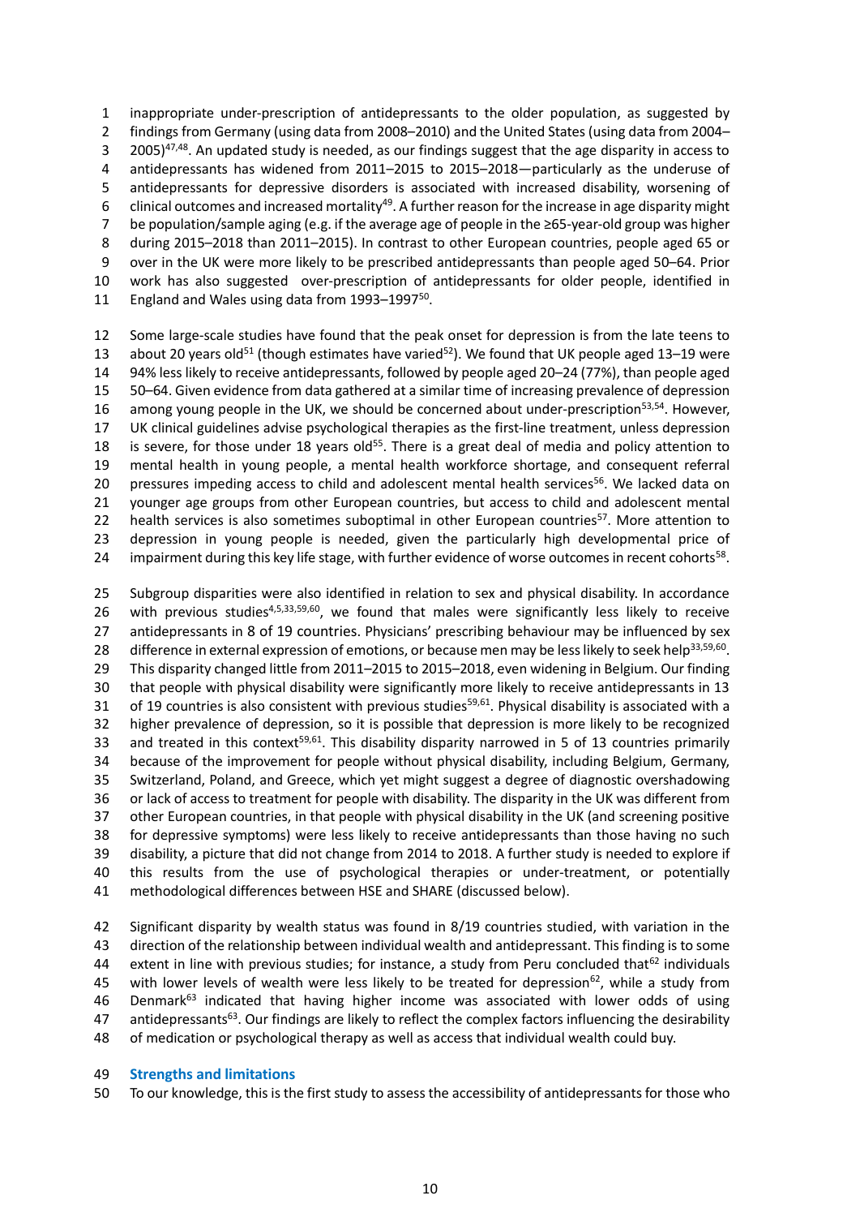inappropriate under-prescription of antidepressants to the older population, as suggested by findings from Germany (using data from 2008–2010) and the United States (using data from 2004–2005)[47,48]. An updated study is needed, as our findings suggest that the age disparity in access to antidepressants has widened from 2011–2015 to 2015–2018—particularly as the underuse of antidepressants for depressive disorders is associated with increased disability, worsening of clinical outcomes and increased mortality[49]. A further reason for the increase in age disparity might be population/sample aging (e.g. if the average age of people in the ≥65-year-old group was higher during 2015–2018 than 2011–2015). In contrast to other European countries, people aged 65 or over in the UK were more likely to be prescribed antidepressants than people aged 50–64. Prior work has also suggested over-prescription of antidepressants for older people, identified in England and Wales using data from 1993–1997[50].

Some large-scale studies have found that the peak onset for depression is from the late teens to about 20 years old[51] (though estimates have varied[52]). We found that UK people aged 13–19 were 94% less likely to receive antidepressants, followed by people aged 20–24 (77%), than people aged 50–64. Given evidence from data gathered at a similar time of increasing prevalence of depression among young people in the UK, we should be concerned about under-prescription[53,54]. However, UK clinical guidelines advise psychological therapies as the first-line treatment, unless depression is severe, for those under 18 years old[55]. There is a great deal of media and policy attention to mental health in young people, a mental health workforce shortage, and consequent referral pressures impeding access to child and adolescent mental health services[56]. We lacked data on younger age groups from other European countries, but access to child and adolescent mental health services is also sometimes suboptimal in other European countries[57]. More attention to depression in young people is needed, given the particularly high developmental price of impairment during this key life stage, with further evidence of worse outcomes in recent cohorts[58].

Subgroup disparities were also identified in relation to sex and physical disability. In accordance with previous studies[4,5,33,59,60], we found that males were significantly less likely to receive antidepressants in 8 of 19 countries. Physicians' prescribing behaviour may be influenced by sex difference in external expression of emotions, or because men may be less likely to seek help[33,59,60]. This disparity changed little from 2011–2015 to 2015–2018, even widening in Belgium. Our finding that people with physical disability were significantly more likely to receive antidepressants in 13 of 19 countries is also consistent with previous studies[59,61]. Physical disability is associated with a higher prevalence of depression, so it is possible that depression is more likely to be recognized and treated in this context[59,61]. This disability disparity narrowed in 5 of 13 countries primarily because of the improvement for people without physical disability, including Belgium, Germany, Switzerland, Poland, and Greece, which yet might suggest a degree of diagnostic overshadowing or lack of access to treatment for people with disability. The disparity in the UK was different from other European countries, in that people with physical disability in the UK (and screening positive for depressive symptoms) were less likely to receive antidepressants than those having no such disability, a picture that did not change from 2014 to 2018. A further study is needed to explore if this results from the use of psychological therapies or under-treatment, or potentially methodological differences between HSE and SHARE (discussed below).

Significant disparity by wealth status was found in 8/19 countries studied, with variation in the direction of the relationship between individual wealth and antidepressant. This finding is to some extent in line with previous studies; for instance, a study from Peru concluded that[62] individuals with lower levels of wealth were less likely to be treated for depression[62], while a study from Denmark[63] indicated that having higher income was associated with lower odds of using antidepressants[63]. Our findings are likely to reflect the complex factors influencing the desirability of medication or psychological therapy as well as access that individual wealth could buy.

### Strengths and limitations

To our knowledge, this is the first study to assess the accessibility of antidepressants for those who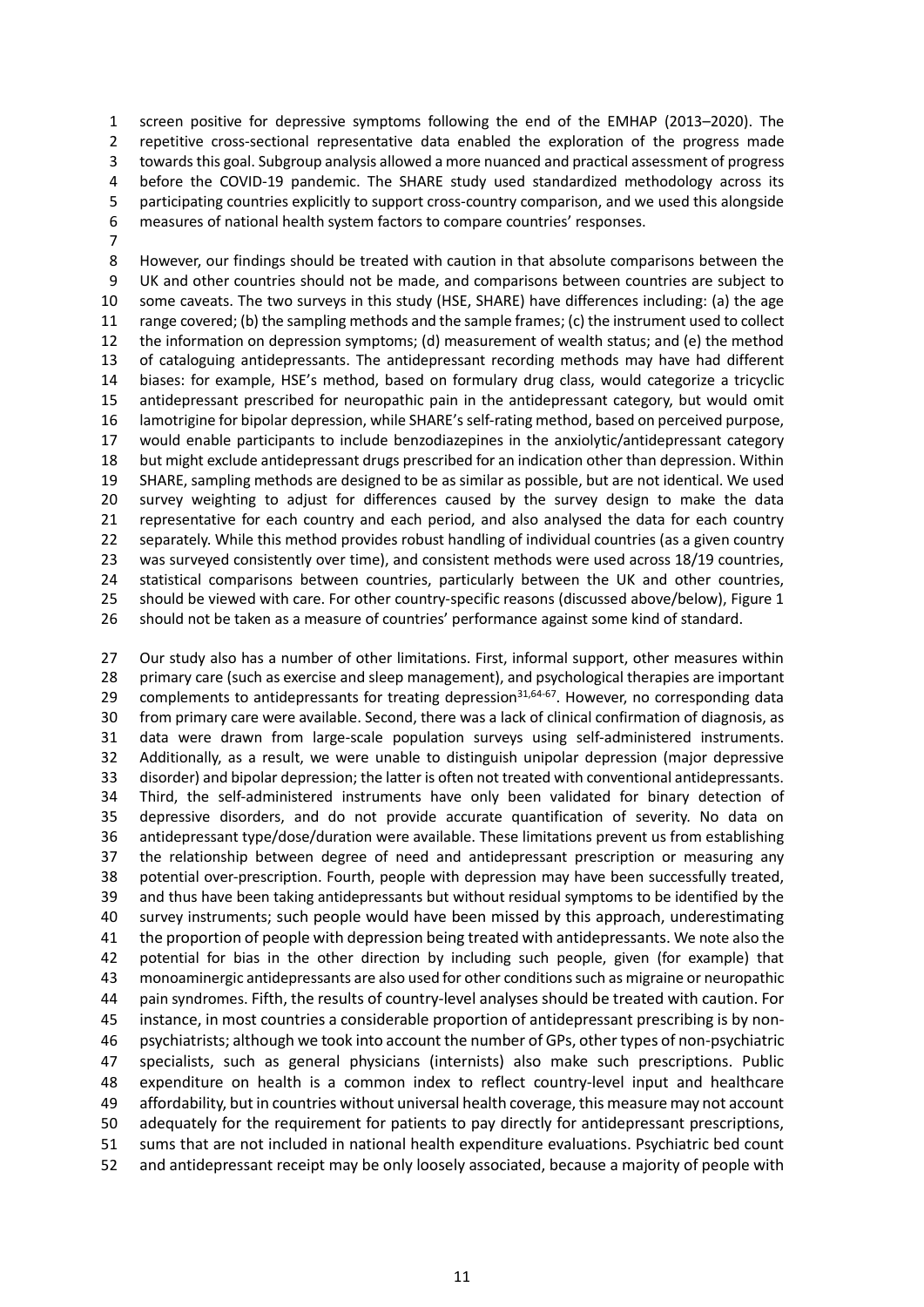screen positive for depressive symptoms following the end of the EMHAP (2013–2020). The repetitive cross-sectional representative data enabled the exploration of the progress made towards this goal. Subgroup analysis allowed a more nuanced and practical assessment of progress before the COVID-19 pandemic. The SHARE study used standardized methodology across its participating countries explicitly to support cross-country comparison, and we used this alongside measures of national health system factors to compare countries' responses.

However, our findings should be treated with caution in that absolute comparisons between the UK and other countries should not be made, and comparisons between countries are subject to some caveats. The two surveys in this study (HSE, SHARE) have differences including: (a) the age range covered; (b) the sampling methods and the sample frames; (c) the instrument used to collect the information on depression symptoms; (d) measurement of wealth status; and (e) the method of cataloguing antidepressants. The antidepressant recording methods may have had different biases: for example, HSE's method, based on formulary drug class, would categorize a tricyclic antidepressant prescribed for neuropathic pain in the antidepressant category, but would omit lamotrigine for bipolar depression, while SHARE's self-rating method, based on perceived purpose, would enable participants to include benzodiazepines in the anxiolytic/antidepressant category but might exclude antidepressant drugs prescribed for an indication other than depression. Within SHARE, sampling methods are designed to be as similar as possible, but are not identical. We used survey weighting to adjust for differences caused by the survey design to make the data representative for each country and each period, and also analysed the data for each country separately. While this method provides robust handling of individual countries (as a given country was surveyed consistently over time), and consistent methods were used across 18/19 countries, statistical comparisons between countries, particularly between the UK and other countries, should be viewed with care. For other country-specific reasons (discussed above/below), Figure 1 should not be taken as a measure of countries' performance against some kind of standard.

Our study also has a number of other limitations. First, informal support, other measures within primary care (such as exercise and sleep management), and psychological therapies are important complements to antidepressants for treating depression[31,64-67]. However, no corresponding data from primary care were available. Second, there was a lack of clinical confirmation of diagnosis, as data were drawn from large-scale population surveys using self-administered instruments. Additionally, as a result, we were unable to distinguish unipolar depression (major depressive disorder) and bipolar depression; the latter is often not treated with conventional antidepressants. Third, the self-administered instruments have only been validated for binary detection of depressive disorders, and do not provide accurate quantification of severity. No data on antidepressant type/dose/duration were available. These limitations prevent us from establishing the relationship between degree of need and antidepressant prescription or measuring any potential over-prescription. Fourth, people with depression may have been successfully treated, and thus have been taking antidepressants but without residual symptoms to be identified by the survey instruments; such people would have been missed by this approach, underestimating the proportion of people with depression being treated with antidepressants. We note also the potential for bias in the other direction by including such people, given (for example) that monoaminergic antidepressants are also used for other conditions such as migraine or neuropathic pain syndromes. Fifth, the results of country-level analyses should be treated with caution. For instance, in most countries a considerable proportion of antidepressant prescribing is by non-psychiatrists; although we took into account the number of GPs, other types of non-psychiatric specialists, such as general physicians (internists) also make such prescriptions. Public expenditure on health is a common index to reflect country-level input and healthcare affordability, but in countries without universal health coverage, this measure may not account adequately for the requirement for patients to pay directly for antidepressant prescriptions, sums that are not included in national health expenditure evaluations. Psychiatric bed count and antidepressant receipt may be only loosely associated, because a majority of people with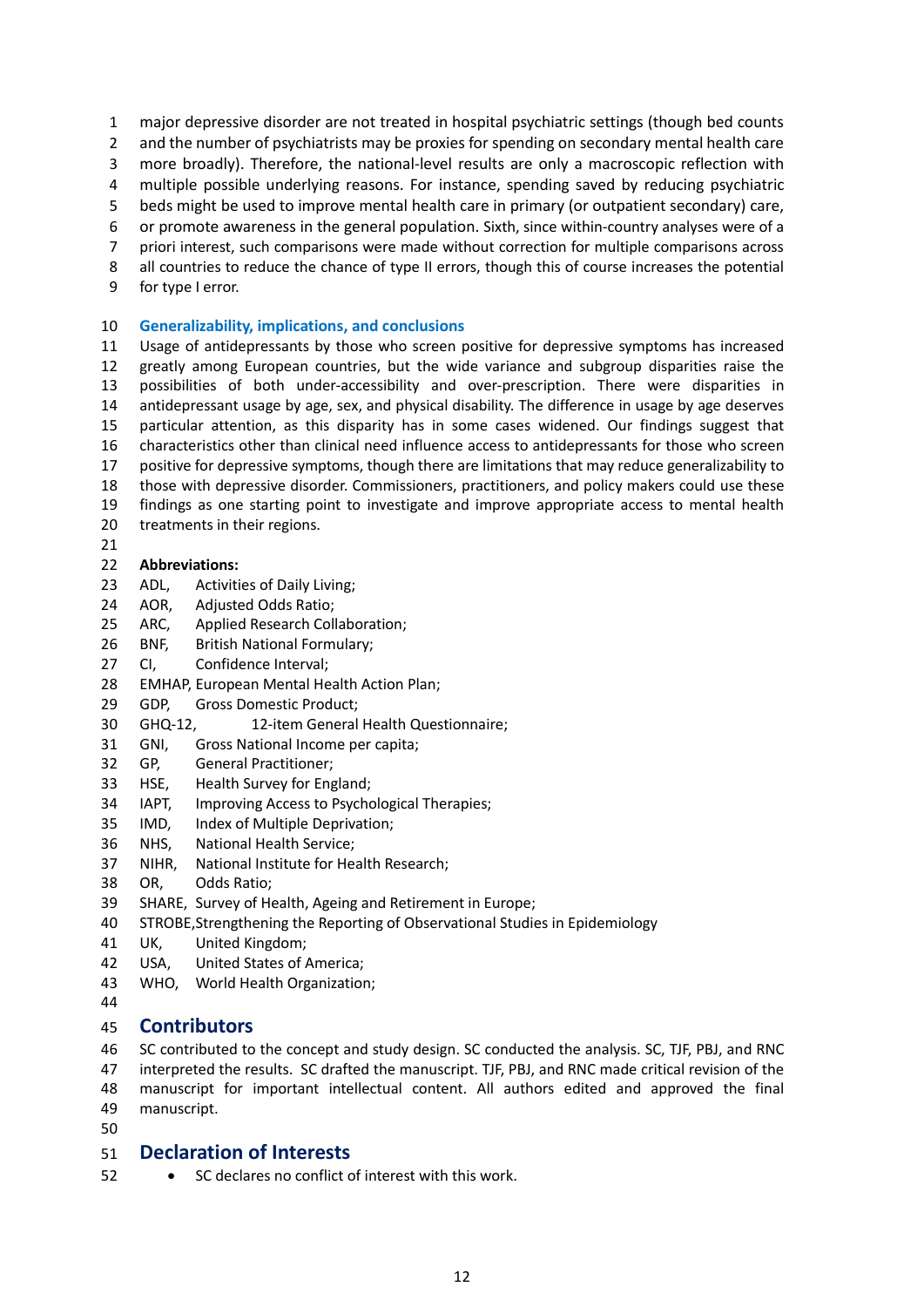major depressive disorder are not treated in hospital psychiatric settings (though bed counts and the number of psychiatrists may be proxies for spending on secondary mental health care more broadly). Therefore, the national-level results are only a macroscopic reflection with multiple possible underlying reasons. For instance, spending saved by reducing psychiatric beds might be used to improve mental health care in primary (or outpatient secondary) care, or promote awareness in the general population. Sixth, since within-country analyses were of a priori interest, such comparisons were made without correction for multiple comparisons across all countries to reduce the chance of type II errors, though this of course increases the potential for type I error.

### Generalizability, implications, and conclusions

Usage of antidepressants by those who screen positive for depressive symptoms has increased greatly among European countries, but the wide variance and subgroup disparities raise the possibilities of both under-accessibility and over-prescription. There were disparities in antidepressant usage by age, sex, and physical disability. The difference in usage by age deserves particular attention, as this disparity has in some cases widened. Our findings suggest that characteristics other than clinical need influence access to antidepressants for those who screen positive for depressive symptoms, though there are limitations that may reduce generalizability to those with depressive disorder. Commissioners, practitioners, and policy makers could use these findings as one starting point to investigate and improve appropriate access to mental health treatments in their regions.

**Abbreviations:**

ADL, Activities of Daily Living;
AOR, Adjusted Odds Ratio;
ARC, Applied Research Collaboration;
BNF, British National Formulary;
CI, Confidence Interval;
EMHAP, European Mental Health Action Plan;
GDP, Gross Domestic Product;
GHQ-12, 12-item General Health Questionnaire;
GNI, Gross National Income per capita;
GP, General Practitioner;
HSE, Health Survey for England;
IAPT, Improving Access to Psychological Therapies;
IMD, Index of Multiple Deprivation;
NHS, National Health Service;
NIHR, National Institute for Health Research;
OR, Odds Ratio;
SHARE, Survey of Health, Ageing and Retirement in Europe;
STROBE, Strengthening the Reporting of Observational Studies in Epidemiology
UK, United Kingdom;
USA, United States of America;
WHO, World Health Organization;

## Contributors

SC contributed to the concept and study design. SC conducted the analysis. SC, TJF, PBJ, and RNC interpreted the results. SC drafted the manuscript. TJF, PBJ, and RNC made critical revision of the manuscript for important intellectual content. All authors edited and approved the final manuscript.

## Declaration of Interests

- SC declares no conflict of interest with this work.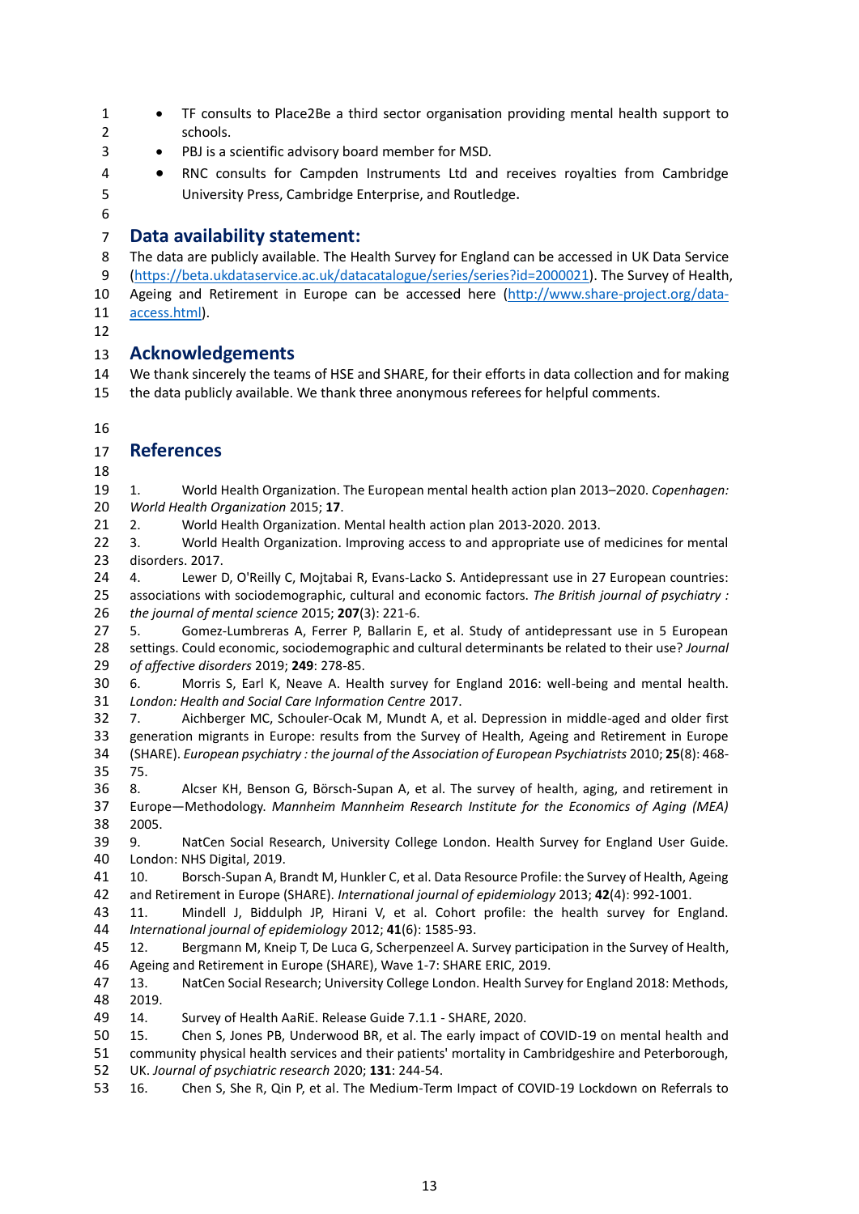- TF consults to Place2Be a third sector organisation providing mental health support to schools.
- PBJ is a scientific advisory board member for MSD.
- RNC consults for Campden Instruments Ltd and receives royalties from Cambridge University Press, Cambridge Enterprise, and Routledge.

## Data availability statement:

The data are publicly available. The Health Survey for England can be accessed in UK Data Service (https://beta.ukdataservice.ac.uk/datacatalogue/series/series?id=2000021). The Survey of Health, Ageing and Retirement in Europe can be accessed here (http://www.share-project.org/data-access.html).

## Acknowledgements

We thank sincerely the teams of HSE and SHARE, for their efforts in data collection and for making the data publicly available. We thank three anonymous referees for helpful comments.

## References

1. World Health Organization. The European mental health action plan 2013–2020. *Copenhagen: World Health Organization* 2015; **17**.
2. World Health Organization. Mental health action plan 2013-2020. 2013.
3. World Health Organization. Improving access to and appropriate use of medicines for mental disorders. 2017.
4. Lewer D, O'Reilly C, Mojtabai R, Evans-Lacko S. Antidepressant use in 27 European countries: associations with sociodemographic, cultural and economic factors. *The British journal of psychiatry : the journal of mental science* 2015; **207**(3): 221-6.
5. Gomez-Lumbreras A, Ferrer P, Ballarin E, et al. Study of antidepressant use in 5 European settings. Could economic, sociodemographic and cultural determinants be related to their use? *Journal of affective disorders* 2019; **249**: 278-85.
6. Morris S, Earl K, Neave A. Health survey for England 2016: well-being and mental health. *London: Health and Social Care Information Centre* 2017.
7. Aichberger MC, Schouler-Ocak M, Mundt A, et al. Depression in middle-aged and older first generation migrants in Europe: results from the Survey of Health, Ageing and Retirement in Europe (SHARE). *European psychiatry : the journal of the Association of European Psychiatrists* 2010; **25**(8): 468-75.
8. Alcser KH, Benson G, Börsch-Supan A, et al. The survey of health, aging, and retirement in Europe—Methodology. *Mannheim Mannheim Research Institute for the Economics of Aging (MEA)* 2005.
9. NatCen Social Research, University College London. Health Survey for England User Guide. London: NHS Digital, 2019.
10. Borsch-Supan A, Brandt M, Hunkler C, et al. Data Resource Profile: the Survey of Health, Ageing and Retirement in Europe (SHARE). *International journal of epidemiology* 2013; **42**(4): 992-1001.
11. Mindell J, Biddulph JP, Hirani V, et al. Cohort profile: the health survey for England. *International journal of epidemiology* 2012; **41**(6): 1585-93.
12. Bergmann M, Kneip T, De Luca G, Scherpenzeel A. Survey participation in the Survey of Health, Ageing and Retirement in Europe (SHARE), Wave 1-7: SHARE ERIC, 2019.
13. NatCen Social Research; University College London. Health Survey for England 2018: Methods, 2019.
14. Survey of Health AaRiE. Release Guide 7.1.1 - SHARE, 2020.
15. Chen S, Jones PB, Underwood BR, et al. The early impact of COVID-19 on mental health and community physical health services and their patients' mortality in Cambridgeshire and Peterborough, UK. *Journal of psychiatric research* 2020; **131**: 244-54.
16. Chen S, She R, Qin P, et al. The Medium-Term Impact of COVID-19 Lockdown on Referrals to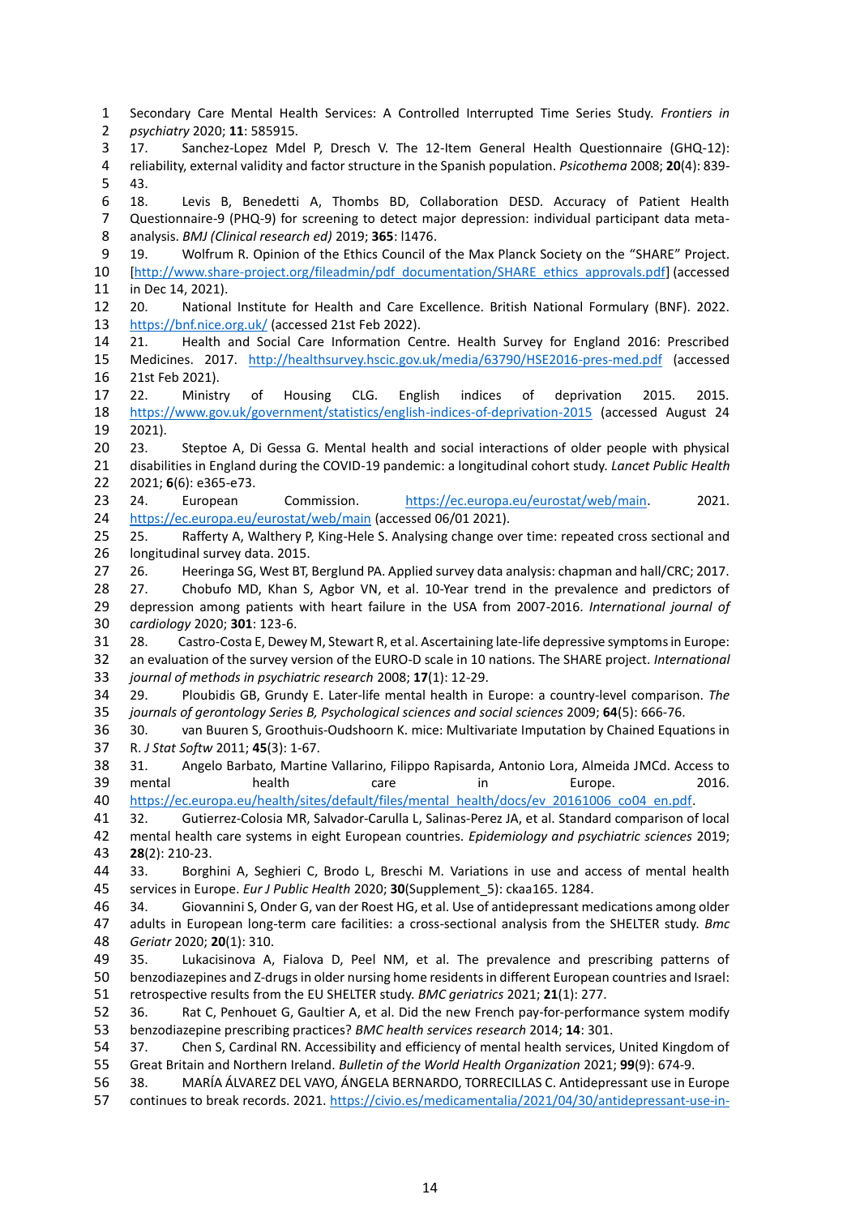Secondary Care Mental Health Services: A Controlled Interrupted Time Series Study. *Frontiers in psychiatry* 2020; **11**: 585915.

17. Sanchez-Lopez Mdel P, Dresch V. The 12-Item General Health Questionnaire (GHQ-12): reliability, external validity and factor structure in the Spanish population. *Psicothema* 2008; **20**(4): 839-43.

18. Levis B, Benedetti A, Thombs BD, Collaboration DESD. Accuracy of Patient Health Questionnaire-9 (PHQ-9) for screening to detect major depression: individual participant data meta-analysis. *BMJ (Clinical research ed)* 2019; **365**: l1476.

19. Wolfrum R. Opinion of the Ethics Council of the Max Planck Society on the "SHARE" Project. [http://www.share-project.org/fileadmin/pdf_documentation/SHARE_ethics_approvals.pdf] (accessed in Dec 14, 2021).

20. National Institute for Health and Care Excellence. British National Formulary (BNF). 2022. https://bnf.nice.org.uk/ (accessed 21st Feb 2022).

21. Health and Social Care Information Centre. Health Survey for England 2016: Prescribed Medicines. 2017. http://healthsurvey.hscic.gov.uk/media/63790/HSE2016-pres-med.pdf (accessed 21st Feb 2021).

22. Ministry of Housing CLG. English indices of deprivation 2015. 2015. https://www.gov.uk/government/statistics/english-indices-of-deprivation-2015 (accessed August 24 2021).

23. Steptoe A, Di Gessa G. Mental health and social interactions of older people with physical disabilities in England during the COVID-19 pandemic: a longitudinal cohort study. *Lancet Public Health* 2021; **6**(6): e365-e73.

24. European Commission. https://ec.europa.eu/eurostat/web/main. 2021. https://ec.europa.eu/eurostat/web/main (accessed 06/01 2021).

25. Rafferty A, Walthery P, King-Hele S. Analysing change over time: repeated cross sectional and longitudinal survey data. 2015.

26. Heeringa SG, West BT, Berglund PA. Applied survey data analysis: chapman and hall/CRC; 2017.

27. Chobufo MD, Khan S, Agbor VN, et al. 10-Year trend in the prevalence and predictors of depression among patients with heart failure in the USA from 2007-2016. *International journal of cardiology* 2020; **301**: 123-6.

28. Castro-Costa E, Dewey M, Stewart R, et al. Ascertaining late-life depressive symptoms in Europe: an evaluation of the survey version of the EURO-D scale in 10 nations. The SHARE project. *International journal of methods in psychiatric research* 2008; **17**(1): 12-29.

29. Ploubidis GB, Grundy E. Later-life mental health in Europe: a country-level comparison. *The journals of gerontology Series B, Psychological sciences and social sciences* 2009; **64**(5): 666-76.

30. van Buuren S, Groothuis-Oudshoorn K. mice: Multivariate Imputation by Chained Equations in R. *J Stat Softw* 2011; **45**(3): 1-67.

31. Angelo Barbato, Martine Vallarino, Filippo Rapisarda, Antonio Lora, Almeida JMCd. Access to mental health care in Europe. 2016. https://ec.europa.eu/health/sites/default/files/mental_health/docs/ev_20161006_co04_en.pdf.

32. Gutierrez-Colosia MR, Salvador-Carulla L, Salinas-Perez JA, et al. Standard comparison of local mental health care systems in eight European countries. *Epidemiology and psychiatric sciences* 2019; **28**(2): 210-23.

33. Borghini A, Seghieri C, Brodo L, Breschi M. Variations in use and access of mental health services in Europe. *Eur J Public Health* 2020; **30**(Supplement_5): ckaa165. 1284.

34. Giovannini S, Onder G, van der Roest HG, et al. Use of antidepressant medications among older adults in European long-term care facilities: a cross-sectional analysis from the SHELTER study. *Bmc Geriatr* 2020; **20**(1): 310.

35. Lukacisinova A, Fialova D, Peel NM, et al. The prevalence and prescribing patterns of benzodiazepines and Z-drugs in older nursing home residents in different European countries and Israel: retrospective results from the EU SHELTER study. *BMC geriatrics* 2021; **21**(1): 277.

36. Rat C, Penhouet G, Gaultier A, et al. Did the new French pay-for-performance system modify benzodiazepine prescribing practices? *BMC health services research* 2014; **14**: 301.

37. Chen S, Cardinal RN. Accessibility and efficiency of mental health services, United Kingdom of Great Britain and Northern Ireland. *Bulletin of the World Health Organization* 2021; **99**(9): 674-9.

38. MARÍA ÁLVAREZ DEL VAYO, ÁNGELA BERNARDO, TORRECILLAS C. Antidepressant use in Europe continues to break records. 2021. https://civio.es/medicamentalia/2021/04/30/antidepressant-use-in-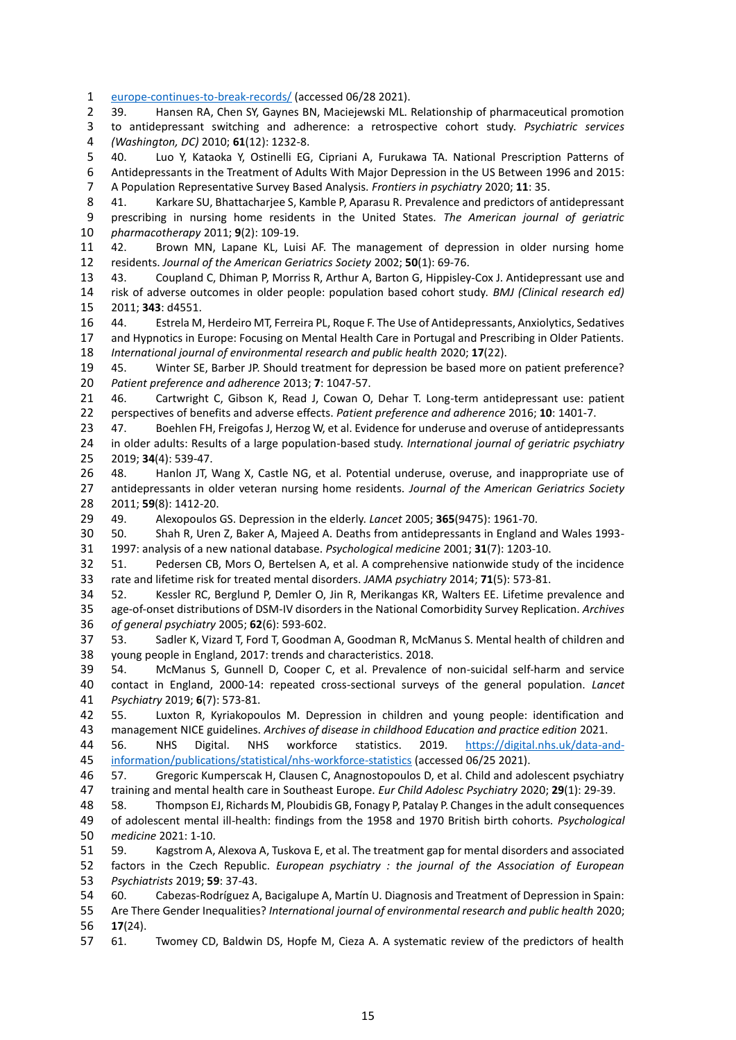europe-continues-to-break-records/ (accessed 06/28 2021).

39. Hansen RA, Chen SY, Gaynes BN, Maciejewski ML. Relationship of pharmaceutical promotion to antidepressant switching and adherence: a retrospective cohort study. *Psychiatric services (Washington, DC)* 2010; **61**(12): 1232-8.

40. Luo Y, Kataoka Y, Ostinelli EG, Cipriani A, Furukawa TA. National Prescription Patterns of Antidepressants in the Treatment of Adults With Major Depression in the US Between 1996 and 2015: A Population Representative Survey Based Analysis. *Frontiers in psychiatry* 2020; **11**: 35.

41. Karkare SU, Bhattacharjee S, Kamble P, Aparasu R. Prevalence and predictors of antidepressant prescribing in nursing home residents in the United States. *The American journal of geriatric pharmacotherapy* 2011; **9**(2): 109-19.

42. Brown MN, Lapane KL, Luisi AF. The management of depression in older nursing home residents. *Journal of the American Geriatrics Society* 2002; **50**(1): 69-76.

43. Coupland C, Dhiman P, Morriss R, Arthur A, Barton G, Hippisley-Cox J. Antidepressant use and risk of adverse outcomes in older people: population based cohort study. *BMJ (Clinical research ed)* 2011; **343**: d4551.

44. Estrela M, Herdeiro MT, Ferreira PL, Roque F. The Use of Antidepressants, Anxiolytics, Sedatives and Hypnotics in Europe: Focusing on Mental Health Care in Portugal and Prescribing in Older Patients. *International journal of environmental research and public health* 2020; **17**(22).

45. Winter SE, Barber JP. Should treatment for depression be based more on patient preference? *Patient preference and adherence* 2013; **7**: 1047-57.

46. Cartwright C, Gibson K, Read J, Cowan O, Dehar T. Long-term antidepressant use: patient perspectives of benefits and adverse effects. *Patient preference and adherence* 2016; **10**: 1401-7.

47. Boehlen FH, Freigofas J, Herzog W, et al. Evidence for underuse and overuse of antidepressants in older adults: Results of a large population-based study. *International journal of geriatric psychiatry* 2019; **34**(4): 539-47.

48. Hanlon JT, Wang X, Castle NG, et al. Potential underuse, overuse, and inappropriate use of antidepressants in older veteran nursing home residents. *Journal of the American Geriatrics Society* 2011; **59**(8): 1412-20.

49. Alexopoulos GS. Depression in the elderly. *Lancet* 2005; **365**(9475): 1961-70.

50. Shah R, Uren Z, Baker A, Majeed A. Deaths from antidepressants in England and Wales 1993-1997: analysis of a new national database. *Psychological medicine* 2001; **31**(7): 1203-10.

51. Pedersen CB, Mors O, Bertelsen A, et al. A comprehensive nationwide study of the incidence rate and lifetime risk for treated mental disorders. *JAMA psychiatry* 2014; **71**(5): 573-81.

52. Kessler RC, Berglund P, Demler O, Jin R, Merikangas KR, Walters EE. Lifetime prevalence and age-of-onset distributions of DSM-IV disorders in the National Comorbidity Survey Replication. *Archives of general psychiatry* 2005; **62**(6): 593-602.

53. Sadler K, Vizard T, Ford T, Goodman A, Goodman R, McManus S. Mental health of children and young people in England, 2017: trends and characteristics. 2018.

54. McManus S, Gunnell D, Cooper C, et al. Prevalence of non-suicidal self-harm and service contact in England, 2000-14: repeated cross-sectional surveys of the general population. *Lancet Psychiatry* 2019; **6**(7): 573-81.

55. Luxton R, Kyriakopoulos M. Depression in children and young people: identification and management NICE guidelines. *Archives of disease in childhood Education and practice edition* 2021.

56. NHS Digital. NHS workforce statistics. 2019. https://digital.nhs.uk/data-and-information/publications/statistical/nhs-workforce-statistics (accessed 06/25 2021).

57. Gregoric Kumperscak H, Clausen C, Anagnostopoulos D, et al. Child and adolescent psychiatry training and mental health care in Southeast Europe. *Eur Child Adolesc Psychiatry* 2020; **29**(1): 29-39.

58. Thompson EJ, Richards M, Ploubidis GB, Fonagy P, Patalay P. Changes in the adult consequences of adolescent mental ill-health: findings from the 1958 and 1970 British birth cohorts. *Psychological medicine* 2021: 1-10.

59. Kagstrom A, Alexova A, Tuskova E, et al. The treatment gap for mental disorders and associated factors in the Czech Republic. *European psychiatry : the journal of the Association of European Psychiatrists* 2019; **59**: 37-43.

60. Cabezas-Rodríguez A, Bacigalupe A, Martín U. Diagnosis and Treatment of Depression in Spain: Are There Gender Inequalities? *International journal of environmental research and public health* 2020; **17**(24).

61. Twomey CD, Baldwin DS, Hopfe M, Cieza A. A systematic review of the predictors of health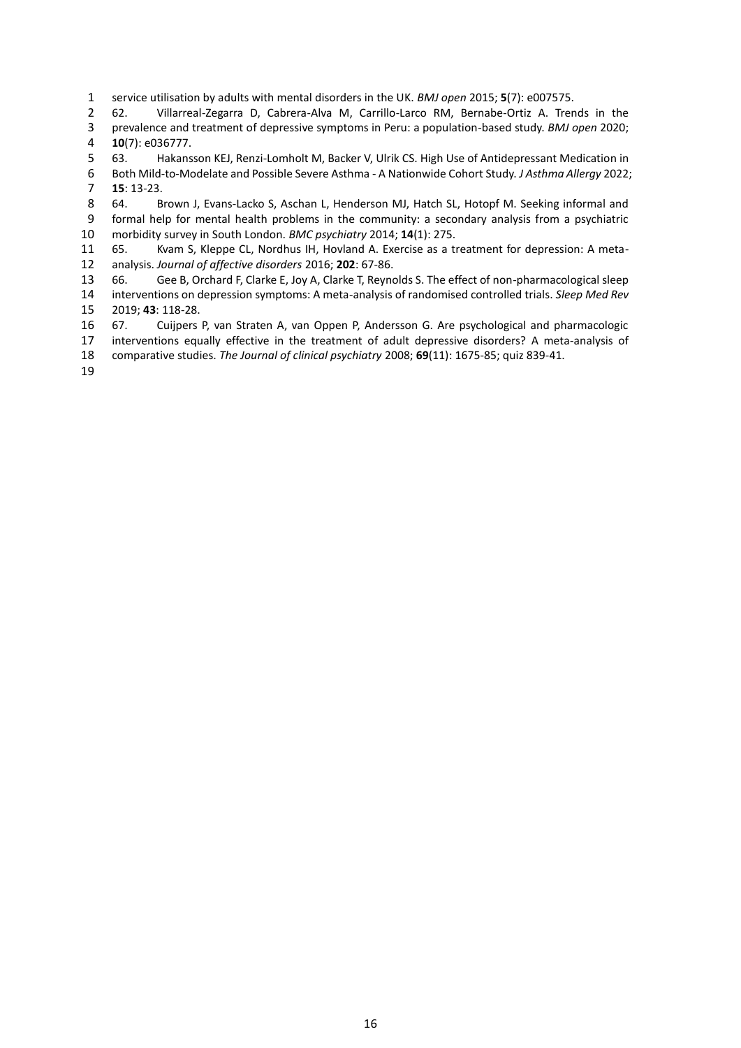service utilisation by adults with mental disorders in the UK. *BMJ open* 2015; **5**(7): e007575.

62. Villarreal-Zegarra D, Cabrera-Alva M, Carrillo-Larco RM, Bernabe-Ortiz A. Trends in the prevalence and treatment of depressive symptoms in Peru: a population-based study. *BMJ open* 2020; **10**(7): e036777.

63. Hakansson KEJ, Renzi-Lomholt M, Backer V, Ulrik CS. High Use of Antidepressant Medication in Both Mild-to-Modelate and Possible Severe Asthma - A Nationwide Cohort Study. *J Asthma Allergy* 2022; **15**: 13-23.

64. Brown J, Evans-Lacko S, Aschan L, Henderson MJ, Hatch SL, Hotopf M. Seeking informal and formal help for mental health problems in the community: a secondary analysis from a psychiatric morbidity survey in South London. *BMC psychiatry* 2014; **14**(1): 275.

65. Kvam S, Kleppe CL, Nordhus IH, Hovland A. Exercise as a treatment for depression: A meta-analysis. *Journal of affective disorders* 2016; **202**: 67-86.

66. Gee B, Orchard F, Clarke E, Joy A, Clarke T, Reynolds S. The effect of non-pharmacological sleep interventions on depression symptoms: A meta-analysis of randomised controlled trials. *Sleep Med Rev* 2019; **43**: 118-28.

67. Cuijpers P, van Straten A, van Oppen P, Andersson G. Are psychological and pharmacologic interventions equally effective in the treatment of adult depressive disorders? A meta-analysis of comparative studies. *The Journal of clinical psychiatry* 2008; **69**(11): 1675-85; quiz 839-41.